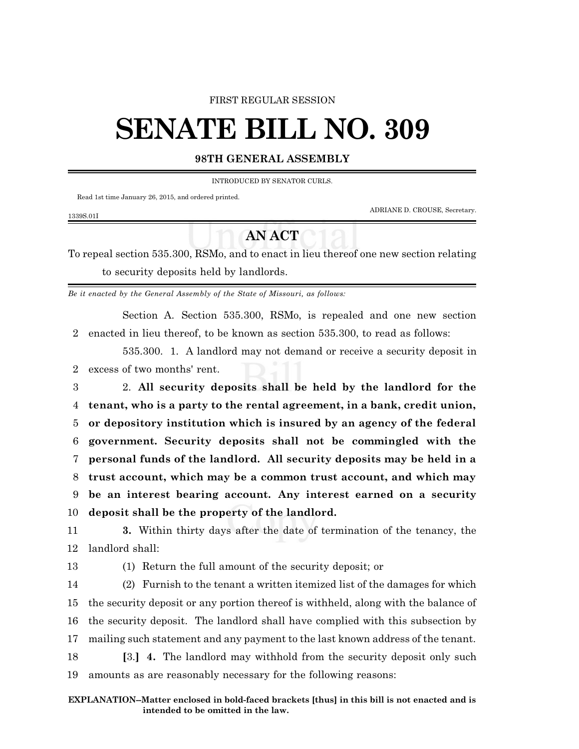FIRST REGULAR SESSION

# SENATE BILL NO. 309

**98TH GENERAL ASSEMBLY**

INTRODUCED BY SENATOR CURLS.

Read 1st time January 26, 2015, and ordered printed.

ADRIANE D. CROUSE, Secretary.

1339S.01I

## AN ACT

To repeal section 535.300, RSMo, and to enact in lieu thereof one new section relating to security deposits held by landlords.

*Be it enacted by the General Assembly of the State of Missouri, as follows:*

Section A. Section 535.300, RSMo, is repealed and one new section enacted in lieu thereof, to be known as section 535.300, to read as follows:

535.300. 1. A landlord may not demand or receive a security deposit in excess of two months' rent.

2. **All security deposits shall be held by the landlord for the tenant, who is a party to the rental agreement, in a bank, credit union, or depository institution which is insured by an agency of the federal government. Security deposits shall not be commingled with the personal funds of the landlord. All security deposits may be held in a trust account, which may be a common trust account, and which may be an interest bearing account. Any interest earned on a security deposit shall be the property of the landlord.**

**3.** Within thirty days after the date of termination of the tenancy, the landlord shall:

(1) Return the full amount of the security deposit; or

(2) Furnish to the tenant a written itemized list of the damages for which the security deposit or any portion thereof is withheld, along with the balance of the security deposit. The landlord shall have complied with this subsection by mailing such statement and any payment to the last known address of the tenant.

**[**3.**]** **4.** The landlord may withhold from the security deposit only such amounts as are reasonably necessary for the following reasons:

**EXPLANATION–Matter enclosed in bold-faced brackets [thus] in this bill is not enacted and is intended to be omitted in the law.**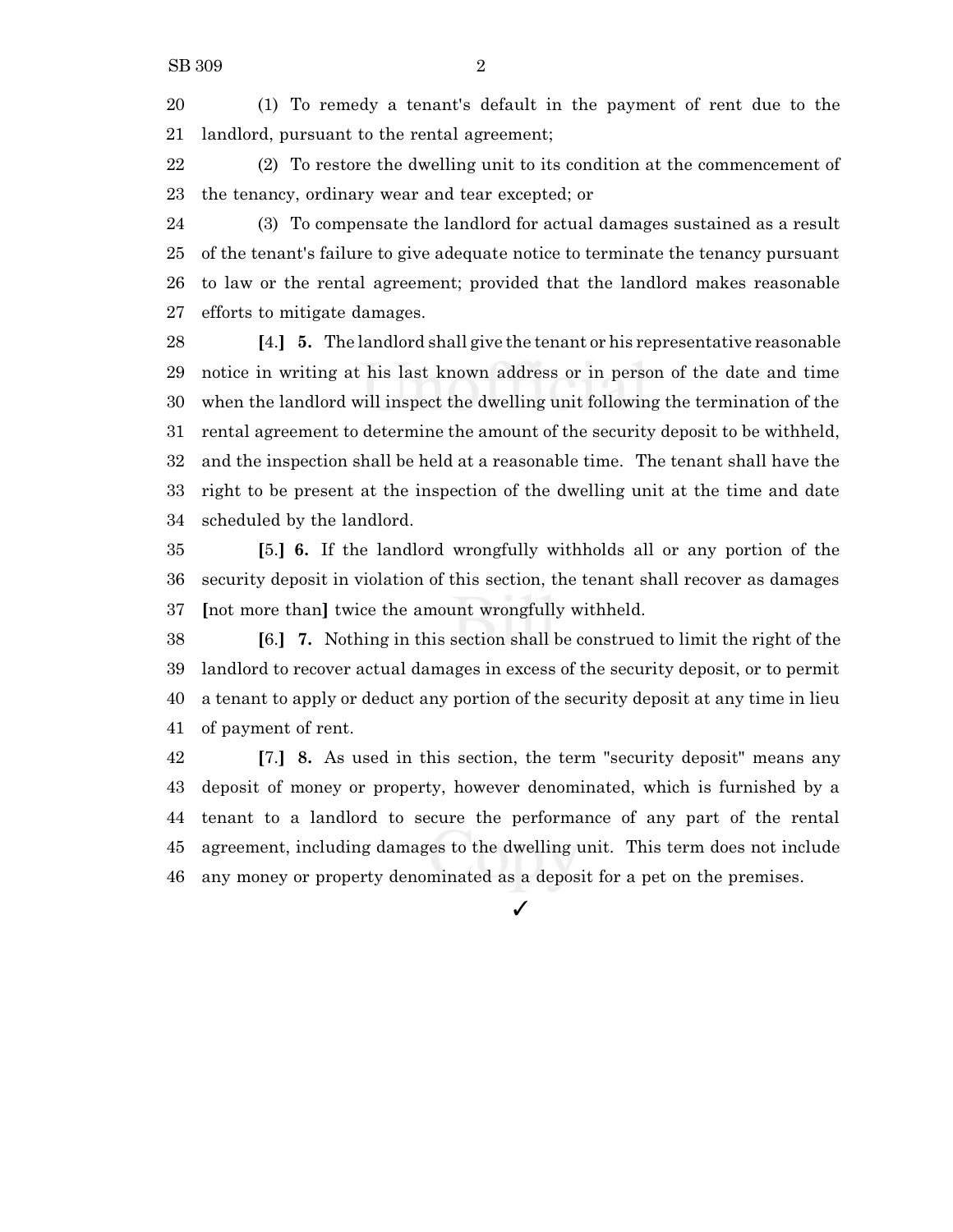(1) To remedy a tenant's default in the payment of rent due to the landlord, pursuant to the rental agreement;

(2) To restore the dwelling unit to its condition at the commencement of the tenancy, ordinary wear and tear excepted; or

(3) To compensate the landlord for actual damages sustained as a result of the tenant's failure to give adequate notice to terminate the tenancy pursuant to law or the rental agreement; provided that the landlord makes reasonable efforts to mitigate damages.

**[**4.**]** **5.** The landlord shall give the tenant or his representative reasonable notice in writing at his last known address or in person of the date and time when the landlord will inspect the dwelling unit following the termination of the rental agreement to determine the amount of the security deposit to be withheld, and the inspection shall be held at a reasonable time. The tenant shall have the right to be present at the inspection of the dwelling unit at the time and date scheduled by the landlord.

**[**5.**]** **6.** If the landlord wrongfully withholds all or any portion of the security deposit in violation of this section, the tenant shall recover as damages **[**not more than**]** twice the amount wrongfully withheld.

**[**6.**]** **7.** Nothing in this section shall be construed to limit the right of the landlord to recover actual damages in excess of the security deposit, or to permit a tenant to apply or deduct any portion of the security deposit at any time in lieu of payment of rent.

**[**7.**]** **8.** As used in this section, the term "security deposit" means any deposit of money or property, however denominated, which is furnished by a tenant to a landlord to secure the performance of any part of the rental agreement, including damages to the dwelling unit. This term does not include any money or property denominated as a deposit for a pet on the premises.

✓